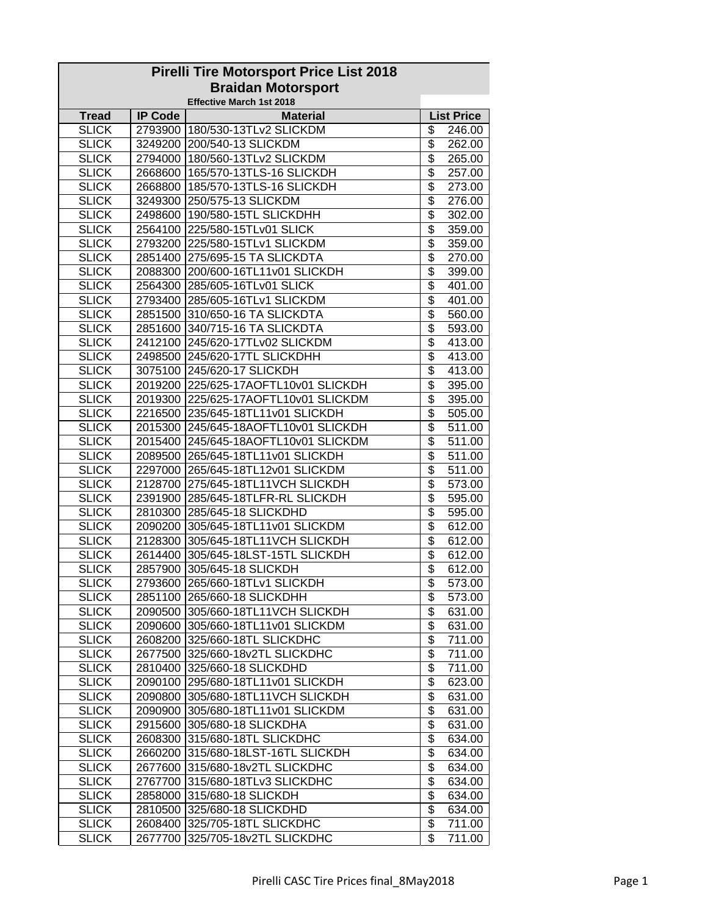# Pirelli Tire Motorsport Price List 2018

## Braidan Motorsport

**Effective March 1st 2018**

| Tread | IP Code | Material | List Price |
|---|---|---|---|
| SLICK | 2793900 | 180/530-13TLv2 SLICKDM | $ 246.00 |
| SLICK | 3249200 | 200/540-13 SLICKDM | $ 262.00 |
| SLICK | 2794000 | 180/560-13TLv2 SLICKDM | $ 265.00 |
| SLICK | 2668600 | 165/570-13TLS-16 SLICKDH | $ 257.00 |
| SLICK | 2668800 | 185/570-13TLS-16 SLICKDH | $ 273.00 |
| SLICK | 3249300 | 250/575-13 SLICKDM | $ 276.00 |
| SLICK | 2498600 | 190/580-15TL SLICKDHH | $ 302.00 |
| SLICK | 2564100 | 225/580-15TLv01 SLICK | $ 359.00 |
| SLICK | 2793200 | 225/580-15TLv1 SLICKDM | $ 359.00 |
| SLICK | 2851400 | 275/695-15 TA SLICKDTA | $ 270.00 |
| SLICK | 2088300 | 200/600-16TL11v01 SLICKDH | $ 399.00 |
| SLICK | 2564300 | 285/605-16TLv01 SLICK | $ 401.00 |
| SLICK | 2793400 | 285/605-16TLv1 SLICKDM | $ 401.00 |
| SLICK | 2851500 | 310/650-16 TA SLICKDTA | $ 560.00 |
| SLICK | 2851600 | 340/715-16 TA SLICKDTA | $ 593.00 |
| SLICK | 2412100 | 245/620-17TLv02 SLICKDM | $ 413.00 |
| SLICK | 2498500 | 245/620-17TL SLICKDHH | $ 413.00 |
| SLICK | 3075100 | 245/620-17 SLICKDH | $ 413.00 |
| SLICK | 2019200 | 225/625-17AOFTL10v01 SLICKDH | $ 395.00 |
| SLICK | 2019300 | 225/625-17AOFTL10v01 SLICKDM | $ 395.00 |
| SLICK | 2216500 | 235/645-18TL11v01 SLICKDH | $ 505.00 |
| SLICK | 2015300 | 245/645-18AOFTL10v01 SLICKDH | $ 511.00 |
| SLICK | 2015400 | 245/645-18AOFTL10v01 SLICKDM | $ 511.00 |
| SLICK | 2089500 | 265/645-18TL11v01 SLICKDH | $ 511.00 |
| SLICK | 2297000 | 265/645-18TL12v01 SLICKDM | $ 511.00 |
| SLICK | 2128700 | 275/645-18TL11VCH SLICKDH | $ 573.00 |
| SLICK | 2391900 | 285/645-18TLFR-RL SLICKDH | $ 595.00 |
| SLICK | 2810300 | 285/645-18 SLICKDHD | $ 595.00 |
| SLICK | 2090200 | 305/645-18TL11v01 SLICKDM | $ 612.00 |
| SLICK | 2128300 | 305/645-18TL11VCH SLICKDH | $ 612.00 |
| SLICK | 2614400 | 305/645-18LST-15TL SLICKDH | $ 612.00 |
| SLICK | 2857900 | 305/645-18 SLICKDH | $ 612.00 |
| SLICK | 2793600 | 265/660-18TLv1 SLICKDH | $ 573.00 |
| SLICK | 2851100 | 265/660-18 SLICKDHH | $ 573.00 |
| SLICK | 2090500 | 305/660-18TL11VCH SLICKDH | $ 631.00 |
| SLICK | 2090600 | 305/660-18TL11v01 SLICKDM | $ 631.00 |
| SLICK | 2608200 | 325/660-18TL SLICKDHC | $ 711.00 |
| SLICK | 2677500 | 325/660-18v2TL SLICKDHC | $ 711.00 |
| SLICK | 2810400 | 325/660-18 SLICKDHD | $ 711.00 |
| SLICK | 2090100 | 295/680-18TL11v01 SLICKDH | $ 623.00 |
| SLICK | 2090800 | 305/680-18TL11VCH SLICKDH | $ 631.00 |
| SLICK | 2090900 | 305/680-18TL11v01 SLICKDM | $ 631.00 |
| SLICK | 2915600 | 305/680-18 SLICKDHA | $ 631.00 |
| SLICK | 2608300 | 315/680-18TL SLICKDHC | $ 634.00 |
| SLICK | 2660200 | 315/680-18LST-16TL SLICKDH | $ 634.00 |
| SLICK | 2677600 | 315/680-18v2TL SLICKDHC | $ 634.00 |
| SLICK | 2767700 | 315/680-18TLv3 SLICKDHC | $ 634.00 |
| SLICK | 2858000 | 315/680-18 SLICKDH | $ 634.00 |
| SLICK | 2810500 | 325/680-18 SLICKDHD | $ 634.00 |
| SLICK | 2608400 | 325/705-18TL SLICKDHC | $ 711.00 |
| SLICK | 2677700 | 325/705-18v2TL SLICKDHC | $ 711.00 |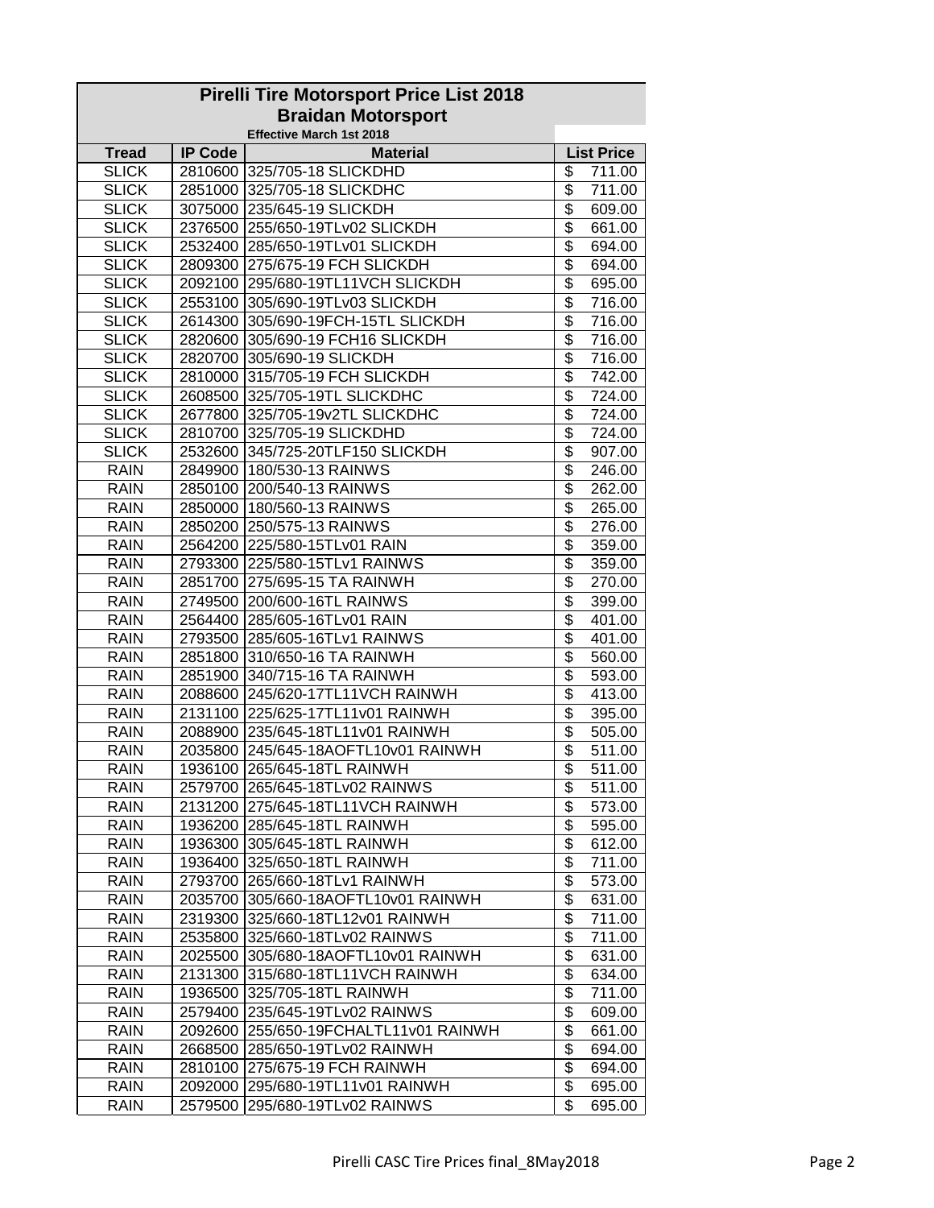# Pirelli Tire Motorsport Price List 2018

## Braidan Motorsport

**Effective March 1st 2018**

| Tread | IP Code | Material | List Price |
|---|---|---|---|
| SLICK | 2810600 | 325/705-18 SLICKDHD | $ 711.00 |
| SLICK | 2851000 | 325/705-18 SLICKDHC | $ 711.00 |
| SLICK | 3075000 | 235/645-19 SLICKDH | $ 609.00 |
| SLICK | 2376500 | 255/650-19TLv02 SLICKDH | $ 661.00 |
| SLICK | 2532400 | 285/650-19TLv01 SLICKDH | $ 694.00 |
| SLICK | 2809300 | 275/675-19 FCH SLICKDH | $ 694.00 |
| SLICK | 2092100 | 295/680-19TL11VCH SLICKDH | $ 695.00 |
| SLICK | 2553100 | 305/690-19TLv03 SLICKDH | $ 716.00 |
| SLICK | 2614300 | 305/690-19FCH-15TL SLICKDH | $ 716.00 |
| SLICK | 2820600 | 305/690-19 FCH16 SLICKDH | $ 716.00 |
| SLICK | 2820700 | 305/690-19 SLICKDH | $ 716.00 |
| SLICK | 2810000 | 315/705-19 FCH SLICKDH | $ 742.00 |
| SLICK | 2608500 | 325/705-19TL SLICKDHC | $ 724.00 |
| SLICK | 2677800 | 325/705-19v2TL SLICKDHC | $ 724.00 |
| SLICK | 2810700 | 325/705-19 SLICKDHD | $ 724.00 |
| SLICK | 2532600 | 345/725-20TLF150 SLICKDH | $ 907.00 |
| RAIN | 2849900 | 180/530-13 RAINWS | $ 246.00 |
| RAIN | 2850100 | 200/540-13 RAINWS | $ 262.00 |
| RAIN | 2850000 | 180/560-13 RAINWS | $ 265.00 |
| RAIN | 2850200 | 250/575-13 RAINWS | $ 276.00 |
| RAIN | 2564200 | 225/580-15TLv01 RAIN | $ 359.00 |
| RAIN | 2793300 | 225/580-15TLv1 RAINWS | $ 359.00 |
| RAIN | 2851700 | 275/695-15 TA RAINWH | $ 270.00 |
| RAIN | 2749500 | 200/600-16TL RAINWS | $ 399.00 |
| RAIN | 2564400 | 285/605-16TLv01 RAIN | $ 401.00 |
| RAIN | 2793500 | 285/605-16TLv1 RAINWS | $ 401.00 |
| RAIN | 2851800 | 310/650-16 TA RAINWH | $ 560.00 |
| RAIN | 2851900 | 340/715-16 TA RAINWH | $ 593.00 |
| RAIN | 2088600 | 245/620-17TL11VCH RAINWH | $ 413.00 |
| RAIN | 2131100 | 225/625-17TL11v01 RAINWH | $ 395.00 |
| RAIN | 2088900 | 235/645-18TL11v01 RAINWH | $ 505.00 |
| RAIN | 2035800 | 245/645-18AOFTL10v01 RAINWH | $ 511.00 |
| RAIN | 1936100 | 265/645-18TL RAINWH | $ 511.00 |
| RAIN | 2579700 | 265/645-18TLv02 RAINWS | $ 511.00 |
| RAIN | 2131200 | 275/645-18TL11VCH RAINWH | $ 573.00 |
| RAIN | 1936200 | 285/645-18TL RAINWH | $ 595.00 |
| RAIN | 1936300 | 305/645-18TL RAINWH | $ 612.00 |
| RAIN | 1936400 | 325/650-18TL RAINWH | $ 711.00 |
| RAIN | 2793700 | 265/660-18TLv1 RAINWH | $ 573.00 |
| RAIN | 2035700 | 305/660-18AOFTL10v01 RAINWH | $ 631.00 |
| RAIN | 2319300 | 325/660-18TL12v01 RAINWH | $ 711.00 |
| RAIN | 2535800 | 325/660-18TLv02 RAINWS | $ 711.00 |
| RAIN | 2025500 | 305/680-18AOFTL10v01 RAINWH | $ 631.00 |
| RAIN | 2131300 | 315/680-18TL11VCH RAINWH | $ 634.00 |
| RAIN | 1936500 | 325/705-18TL RAINWH | $ 711.00 |
| RAIN | 2579400 | 235/645-19TLv02 RAINWS | $ 609.00 |
| RAIN | 2092600 | 255/650-19FCHALTL11v01 RAINWH | $ 661.00 |
| RAIN | 2668500 | 285/650-19TLv02 RAINWH | $ 694.00 |
| RAIN | 2810100 | 275/675-19 FCH RAINWH | $ 694.00 |
| RAIN | 2092000 | 295/680-19TL11v01 RAINWH | $ 695.00 |
| RAIN | 2579500 | 295/680-19TLv02 RAINWS | $ 695.00 |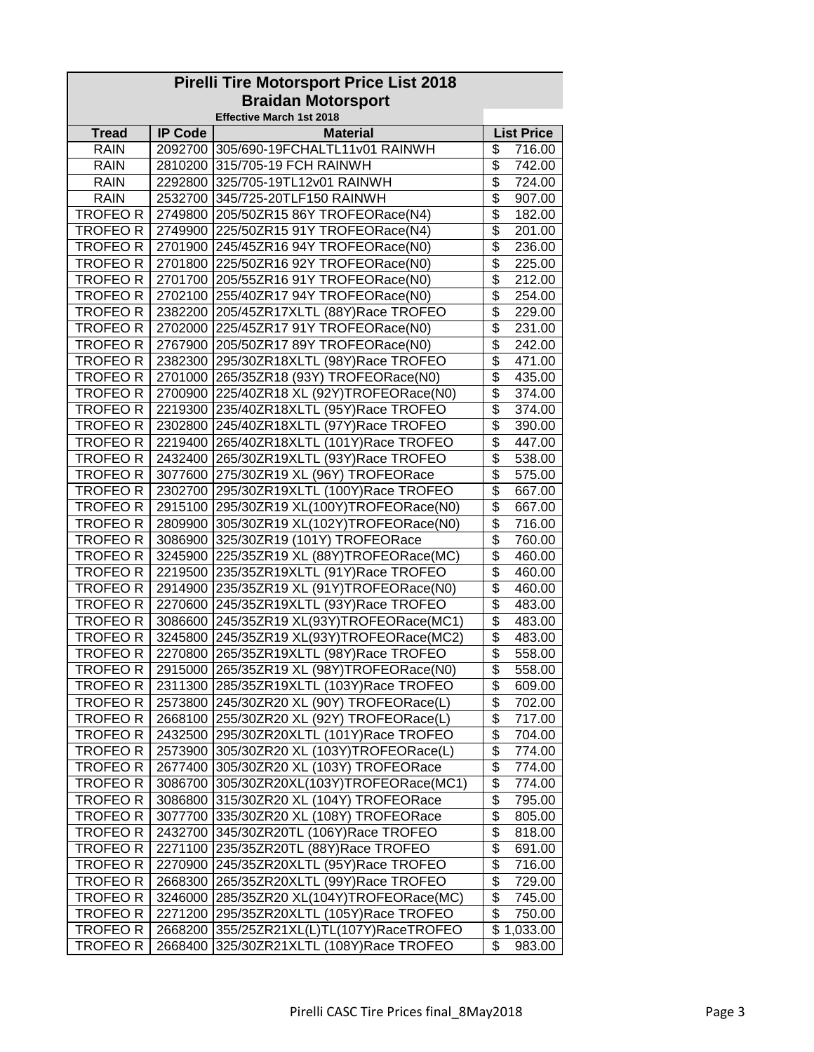# Pirelli Tire Motorsport Price List 2018

## Braidan Motorsport

**Effective March 1st 2018**

| Tread | IP Code | Material | List Price |
|---|---|---|---|
| RAIN | 2092700 | 305/690-19FCHALTL11v01 RAINWH | $ 716.00 |
| RAIN | 2810200 | 315/705-19 FCH RAINWH | $ 742.00 |
| RAIN | 2292800 | 325/705-19TL12v01 RAINWH | $ 724.00 |
| RAIN | 2532700 | 345/725-20TLF150 RAINWH | $ 907.00 |
| TROFEO R | 2749800 | 205/50ZR15 86Y TROFEORace(N4) | $ 182.00 |
| TROFEO R | 2749900 | 225/50ZR15 91Y TROFEORace(N4) | $ 201.00 |
| TROFEO R | 2701900 | 245/45ZR16 94Y TROFEORace(N0) | $ 236.00 |
| TROFEO R | 2701800 | 225/50ZR16 92Y TROFEORace(N0) | $ 225.00 |
| TROFEO R | 2701700 | 205/55ZR16 91Y TROFEORace(N0) | $ 212.00 |
| TROFEO R | 2702100 | 255/40ZR17 94Y TROFEORace(N0) | $ 254.00 |
| TROFEO R | 2382200 | 205/45ZR17XLTL (88Y)Race TROFEO | $ 229.00 |
| TROFEO R | 2702000 | 225/45ZR17 91Y TROFEORace(N0) | $ 231.00 |
| TROFEO R | 2767900 | 205/50ZR17 89Y TROFEORace(N0) | $ 242.00 |
| TROFEO R | 2382300 | 295/30ZR18XLTL (98Y)Race TROFEO | $ 471.00 |
| TROFEO R | 2701000 | 265/35ZR18 (93Y) TROFEORace(N0) | $ 435.00 |
| TROFEO R | 2700900 | 225/40ZR18 XL (92Y)TROFEORace(N0) | $ 374.00 |
| TROFEO R | 2219300 | 235/40ZR18XLTL (95Y)Race TROFEO | $ 374.00 |
| TROFEO R | 2302800 | 245/40ZR18XLTL (97Y)Race TROFEO | $ 390.00 |
| TROFEO R | 2219400 | 265/40ZR18XLTL (101Y)Race TROFEO | $ 447.00 |
| TROFEO R | 2432400 | 265/30ZR19XLTL (93Y)Race TROFEO | $ 538.00 |
| TROFEO R | 3077600 | 275/30ZR19 XL (96Y) TROFEORace | $ 575.00 |
| TROFEO R | 2302700 | 295/30ZR19XLTL (100Y)Race TROFEO | $ 667.00 |
| TROFEO R | 2915100 | 295/30ZR19 XL(100Y)TROFEORace(N0) | $ 667.00 |
| TROFEO R | 2809900 | 305/30ZR19 XL(102Y)TROFEORace(N0) | $ 716.00 |
| TROFEO R | 3086900 | 325/30ZR19 (101Y) TROFEORace | $ 760.00 |
| TROFEO R | 3245900 | 225/35ZR19 XL (88Y)TROFEORace(MC) | $ 460.00 |
| TROFEO R | 2219500 | 235/35ZR19XLTL (91Y)Race TROFEO | $ 460.00 |
| TROFEO R | 2914900 | 235/35ZR19 XL (91Y)TROFEORace(N0) | $ 460.00 |
| TROFEO R | 2270600 | 245/35ZR19XLTL (93Y)Race TROFEO | $ 483.00 |
| TROFEO R | 3086600 | 245/35ZR19 XL(93Y)TROFEORace(MC1) | $ 483.00 |
| TROFEO R | 3245800 | 245/35ZR19 XL(93Y)TROFEORace(MC2) | $ 483.00 |
| TROFEO R | 2270800 | 265/35ZR19XLTL (98Y)Race TROFEO | $ 558.00 |
| TROFEO R | 2915000 | 265/35ZR19 XL (98Y)TROFEORace(N0) | $ 558.00 |
| TROFEO R | 2311300 | 285/35ZR19XLTL (103Y)Race TROFEO | $ 609.00 |
| TROFEO R | 2573800 | 245/30ZR20 XL (90Y) TROFEORace(L) | $ 702.00 |
| TROFEO R | 2668100 | 255/30ZR20 XL (92Y) TROFEORace(L) | $ 717.00 |
| TROFEO R | 2432500 | 295/30ZR20XLTL (101Y)Race TROFEO | $ 704.00 |
| TROFEO R | 2573900 | 305/30ZR20 XL (103Y)TROFEORace(L) | $ 774.00 |
| TROFEO R | 2677400 | 305/30ZR20 XL (103Y) TROFEORace | $ 774.00 |
| TROFEO R | 3086700 | 305/30ZR20XL(103Y)TROFEORace(MC1) | $ 774.00 |
| TROFEO R | 3086800 | 315/30ZR20 XL (104Y) TROFEORace | $ 795.00 |
| TROFEO R | 3077700 | 335/30ZR20 XL (108Y) TROFEORace | $ 805.00 |
| TROFEO R | 2432700 | 345/30ZR20TL (106Y)Race TROFEO | $ 818.00 |
| TROFEO R | 2271100 | 235/35ZR20TL (88Y)Race TROFEO | $ 691.00 |
| TROFEO R | 2270900 | 245/35ZR20XLTL (95Y)Race TROFEO | $ 716.00 |
| TROFEO R | 2668300 | 265/35ZR20XLTL (99Y)Race TROFEO | $ 729.00 |
| TROFEO R | 3246000 | 285/35ZR20 XL(104Y)TROFEORace(MC) | $ 745.00 |
| TROFEO R | 2271200 | 295/35ZR20XLTL (105Y)Race TROFEO | $ 750.00 |
| TROFEO R | 2668200 | 355/25ZR21XL(L)TL(107Y)RaceTROFEO | $ 1,033.00 |
| TROFEO R | 2668400 | 325/30ZR21XLTL (108Y)Race TROFEO | $ 983.00 |